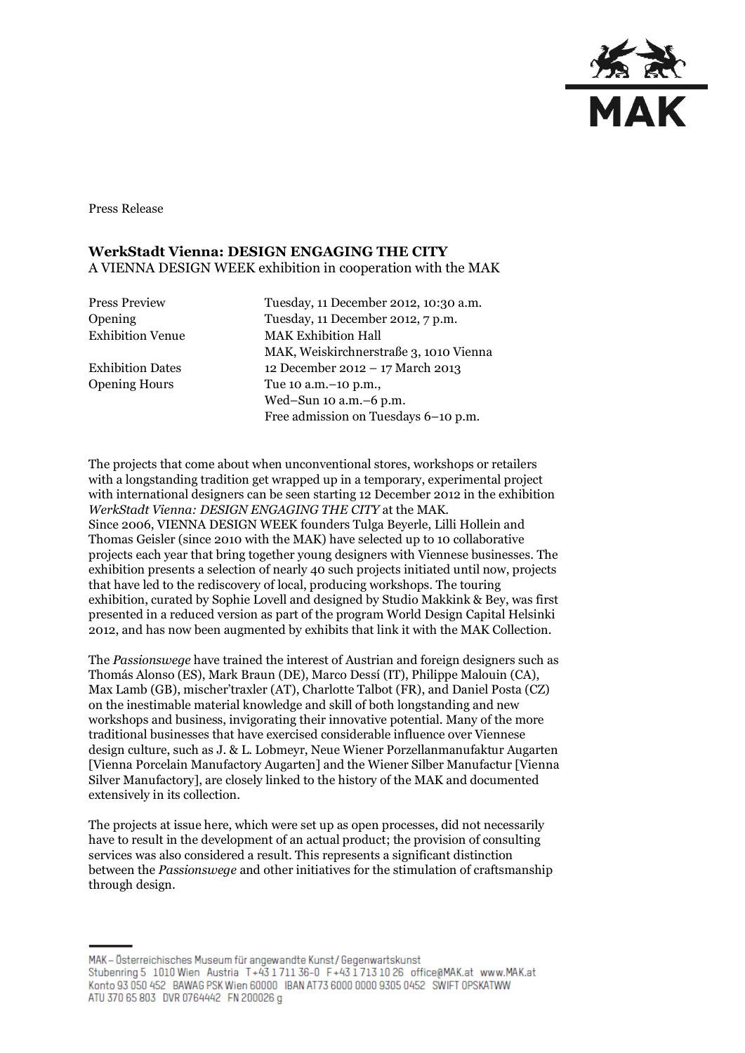Press Release

**WerkStadt Vienna: DESIGN ENGAGING THE CITY**
A VIENNA DESIGN WEEK exhibition in cooperation with the MAK

| | |
|---|---|
| Press Preview | Tuesday, 11 December 2012, 10:30 a.m. |
| Opening | Tuesday, 11 December 2012, 7 p.m. |
| Exhibition Venue | MAK Exhibition Hall<br>MAK, Weiskirchnerstraße 3, 1010 Vienna |
| Exhibition Dates | 12 December 2012 – 17 March 2013 |
| Opening Hours | Tue 10 a.m.–10 p.m.,<br>Wed–Sun 10 a.m.–6 p.m.<br>Free admission on Tuesdays 6–10 p.m. |

The projects that come about when unconventional stores, workshops or retailers with a longstanding tradition get wrapped up in a temporary, experimental project with international designers can be seen starting 12 December 2012 in the exhibition *WerkStadt Vienna: DESIGN ENGAGING THE CITY* at the MAK.
Since 2006, VIENNA DESIGN WEEK founders Tulga Beyerle, Lilli Hollein and Thomas Geisler (since 2010 with the MAK) have selected up to 10 collaborative projects each year that bring together young designers with Viennese businesses. The exhibition presents a selection of nearly 40 such projects initiated until now, projects that have led to the rediscovery of local, producing workshops. The touring exhibition, curated by Sophie Lovell and designed by Studio Makkink & Bey, was first presented in a reduced version as part of the program World Design Capital Helsinki 2012, and has now been augmented by exhibits that link it with the MAK Collection.

The *Passionswege* have trained the interest of Austrian and foreign designers such as Thomás Alonso (ES), Mark Braun (DE), Marco Dessí (IT), Philippe Malouin (CA), Max Lamb (GB), mischer'traxler (AT), Charlotte Talbot (FR), and Daniel Posta (CZ) on the inestimable material knowledge and skill of both longstanding and new workshops and business, invigorating their innovative potential. Many of the more traditional businesses that have exercised considerable influence over Viennese design culture, such as J. & L. Lobmeyr, Neue Wiener Porzellanmanufaktur Augarten [Vienna Porcelain Manufactory Augarten] and the Wiener Silber Manufactur [Vienna Silver Manufactory], are closely linked to the history of the MAK and documented extensively in its collection.

The projects at issue here, which were set up as open processes, did not necessarily have to result in the development of an actual product; the provision of consulting services was also considered a result. This represents a significant distinction between the *Passionswege* and other initiatives for the stimulation of craftsmanship through design.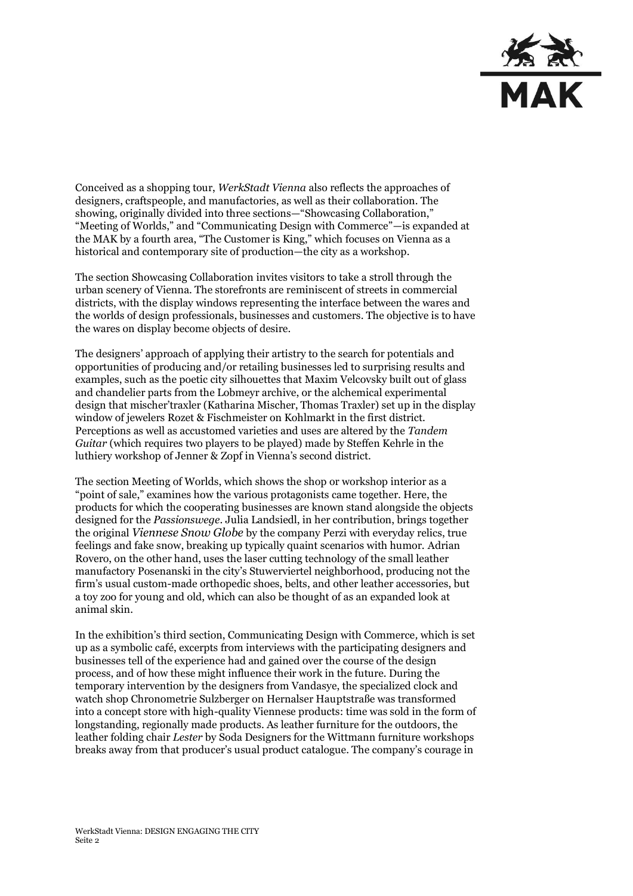Conceived as a shopping tour, *WerkStadt Vienna* also reflects the approaches of designers, craftspeople, and manufactories, as well as their collaboration. The showing, originally divided into three sections—“Showcasing Collaboration,” “Meeting of Worlds,” and “Communicating Design with Commerce”—is expanded at the MAK by a fourth area, “The Customer is King,” which focuses on Vienna as a historical and contemporary site of production—the city as a workshop.

The section Showcasing Collaboration invites visitors to take a stroll through the urban scenery of Vienna. The storefronts are reminiscent of streets in commercial districts, with the display windows representing the interface between the wares and the worlds of design professionals, businesses and customers. The objective is to have the wares on display become objects of desire.

The designers’ approach of applying their artistry to the search for potentials and opportunities of producing and/or retailing businesses led to surprising results and examples, such as the poetic city silhouettes that Maxim Velcovsky built out of glass and chandelier parts from the Lobmeyr archive, or the alchemical experimental design that mischer’traxler (Katharina Mischer, Thomas Traxler) set up in the display window of jewelers Rozet & Fischmeister on Kohlmarkt in the first district. Perceptions as well as accustomed varieties and uses are altered by the *Tandem Guitar* (which requires two players to be played) made by Steffen Kehrle in the luthiery workshop of Jenner & Zopf in Vienna’s second district.

The section Meeting of Worlds, which shows the shop or workshop interior as a “point of sale,” examines how the various protagonists came together. Here, the products for which the cooperating businesses are known stand alongside the objects designed for the *Passionswege*. Julia Landsiedl, in her contribution, brings together the original *Viennese Snow Globe* by the company Perzi with everyday relics, true feelings and fake snow, breaking up typically quaint scenarios with humor. Adrian Rovero, on the other hand, uses the laser cutting technology of the small leather manufactory Posenanski in the city’s Stuwerviertel neighborhood, producing not the firm’s usual custom-made orthopedic shoes, belts, and other leather accessories, but a toy zoo for young and old, which can also be thought of as an expanded look at animal skin.

In the exhibition’s third section, Communicating Design with Commerce, which is set up as a symbolic café, excerpts from interviews with the participating designers and businesses tell of the experience had and gained over the course of the design process, and of how these might influence their work in the future. During the temporary intervention by the designers from Vandasye, the specialized clock and watch shop Chronometrie Sulzberger on Hernalser Hauptstraße was transformed into a concept store with high-quality Viennese products: time was sold in the form of longstanding, regionally made products. As leather furniture for the outdoors, the leather folding chair *Lester* by Soda Designers for the Wittmann furniture workshops breaks away from that producer’s usual product catalogue. The company’s courage in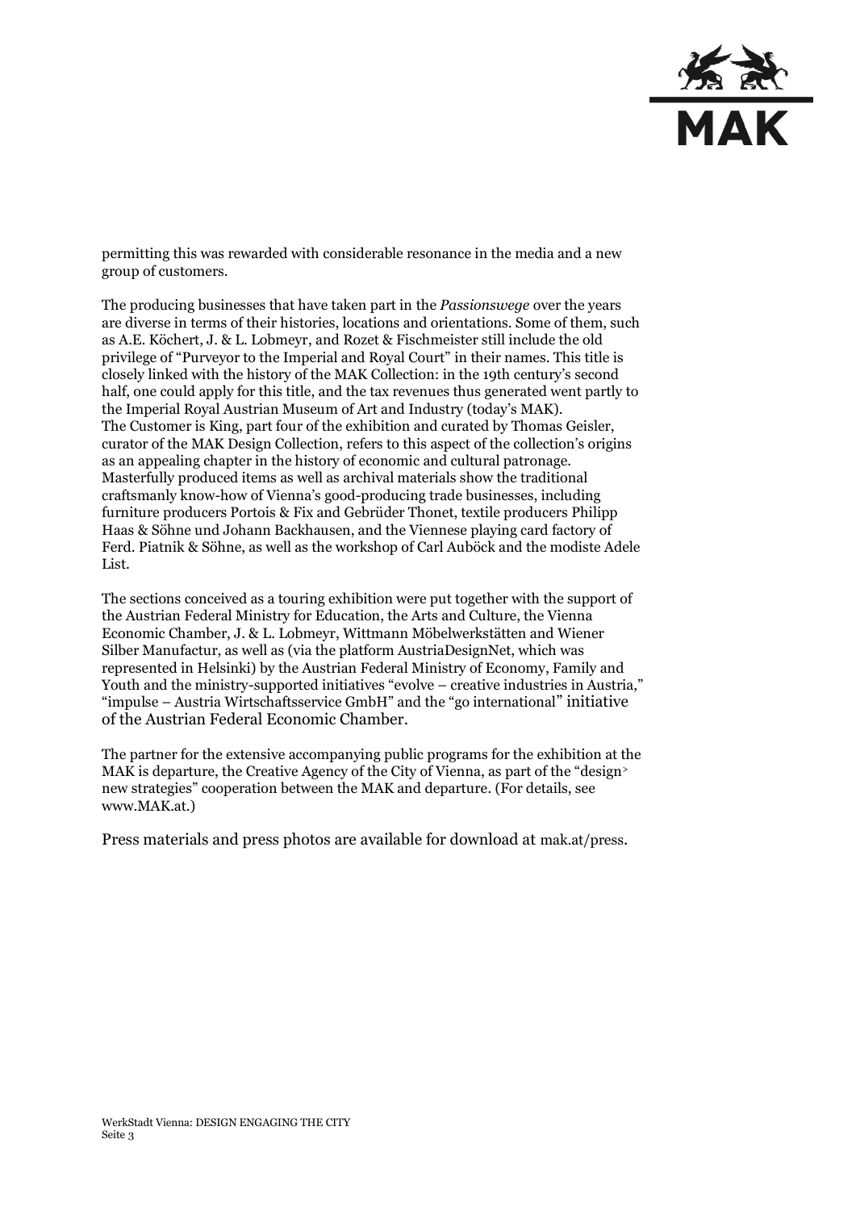permitting this was rewarded with considerable resonance in the media and a new group of customers.

The producing businesses that have taken part in the *Passionswege* over the years are diverse in terms of their histories, locations and orientations. Some of them, such as A.E. Köchert, J. & L. Lobmeyr, and Rozet & Fischmeister still include the old privilege of "Purveyor to the Imperial and Royal Court" in their names. This title is closely linked with the history of the MAK Collection: in the 19th century's second half, one could apply for this title, and the tax revenues thus generated went partly to the Imperial Royal Austrian Museum of Art and Industry (today's MAK). The Customer is King, part four of the exhibition and curated by Thomas Geisler, curator of the MAK Design Collection, refers to this aspect of the collection's origins as an appealing chapter in the history of economic and cultural patronage. Masterfully produced items as well as archival materials show the traditional craftsmanly know-how of Vienna's good-producing trade businesses, including furniture producers Portois & Fix and Gebrüder Thonet, textile producers Philipp Haas & Söhne und Johann Backhausen, and the Viennese playing card factory of Ferd. Piatnik & Söhne, as well as the workshop of Carl Auböck and the modiste Adele List.

The sections conceived as a touring exhibition were put together with the support of the Austrian Federal Ministry for Education, the Arts and Culture, the Vienna Economic Chamber, J. & L. Lobmeyr, Wittmann Möbelwerkstätten and Wiener Silber Manufactur, as well as (via the platform AustriaDesignNet, which was represented in Helsinki) by the Austrian Federal Ministry of Economy, Family and Youth and the ministry-supported initiatives "evolve – creative industries in Austria," "impulse – Austria Wirtschaftsservice GmbH" and the "go international" initiative of the Austrian Federal Economic Chamber.

The partner for the extensive accompanying public programs for the exhibition at the MAK is departure, the Creative Agency of the City of Vienna, as part of the "design> new strategies" cooperation between the MAK and departure. (For details, see www.MAK.at.)

Press materials and press photos are available for download at mak.at/press.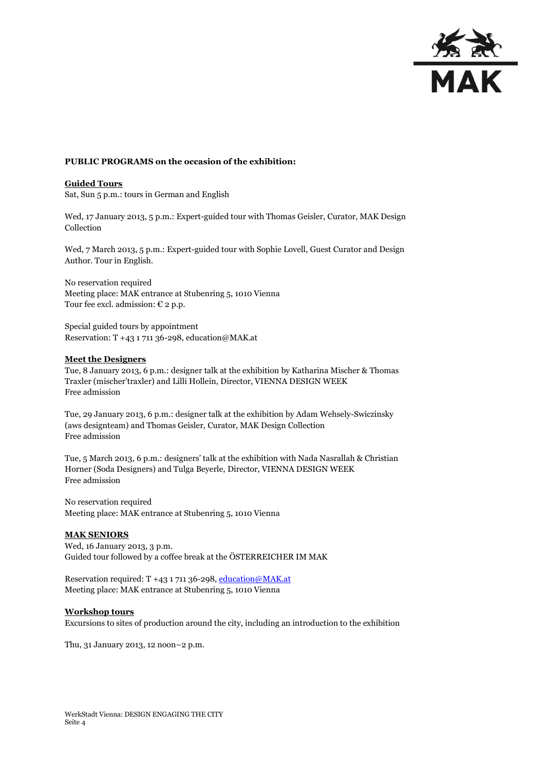**PUBLIC PROGRAMS on the occasion of the exhibition:**

**Guided Tours**
Sat, Sun 5 p.m.: tours in German and English

Wed, 17 January 2013, 5 p.m.: Expert-guided tour with Thomas Geisler, Curator, MAK Design Collection

Wed, 7 March 2013, 5 p.m.: Expert-guided tour with Sophie Lovell, Guest Curator and Design Author. Tour in English.

No reservation required
Meeting place: MAK entrance at Stubenring 5, 1010 Vienna
Tour fee excl. admission: € 2 p.p.

Special guided tours by appointment
Reservation: T +43 1 711 36-298, education@MAK.at

**Meet the Designers**
Tue, 8 January 2013, 6 p.m.: designer talk at the exhibition by Katharina Mischer & Thomas Traxler (mischer'traxler) and Lilli Hollein, Director, VIENNA DESIGN WEEK
Free admission

Tue, 29 January 2013, 6 p.m.: designer talk at the exhibition by Adam Wehsely-Swiczinsky (aws designteam) and Thomas Geisler, Curator, MAK Design Collection
Free admission

Tue, 5 March 2013, 6 p.m.: designers' talk at the exhibition with Nada Nasrallah & Christian Horner (Soda Designers) and Tulga Beyerle, Director, VIENNA DESIGN WEEK
Free admission

No reservation required
Meeting place: MAK entrance at Stubenring 5, 1010 Vienna

**MAK SENIORS**
Wed, 16 January 2013, 3 p.m.
Guided tour followed by a coffee break at the ÖSTERREICHER IM MAK

Reservation required: T +43 1 711 36-298, education@MAK.at
Meeting place: MAK entrance at Stubenring 5, 1010 Vienna

**Workshop tours**
Excursions to sites of production around the city, including an introduction to the exhibition

Thu, 31 January 2013, 12 noon–2 p.m.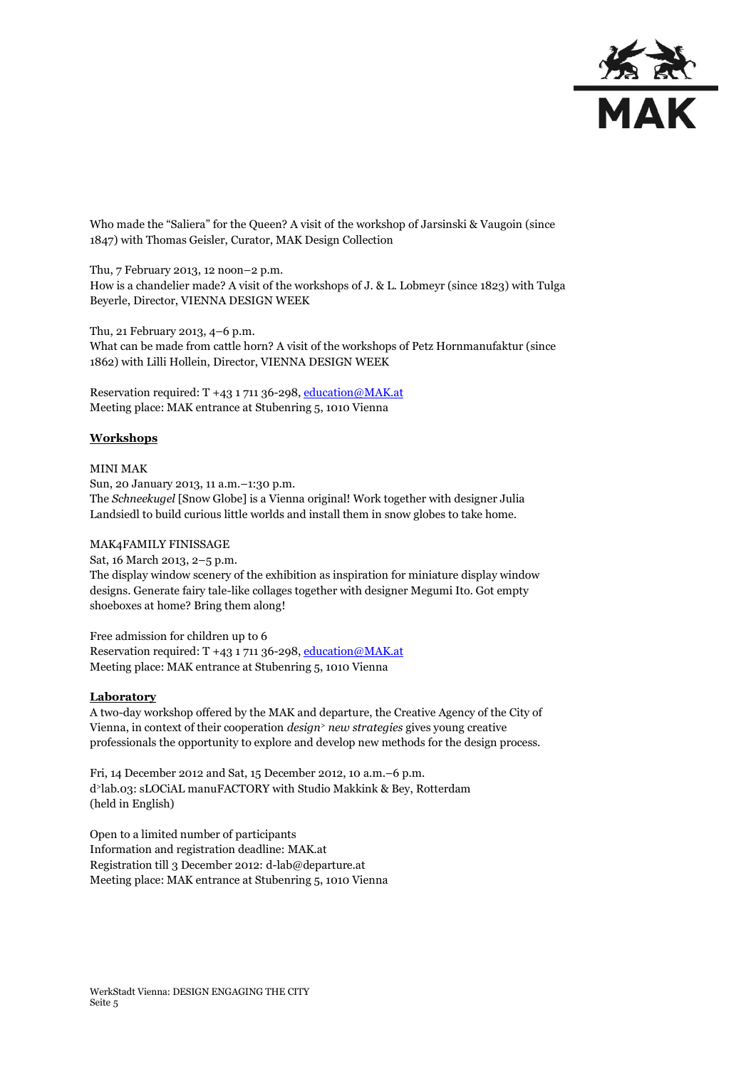Who made the "Saliera" for the Queen? A visit of the workshop of Jarsinski & Vaugoin (since 1847) with Thomas Geisler, Curator, MAK Design Collection

Thu, 7 February 2013, 12 noon–2 p.m.
How is a chandelier made? A visit of the workshops of J. & L. Lobmeyr (since 1823) with Tulga Beyerle, Director, VIENNA DESIGN WEEK

Thu, 21 February 2013, 4–6 p.m.
What can be made from cattle horn? A visit of the workshops of Petz Hornmanufaktur (since 1862) with Lilli Hollein, Director, VIENNA DESIGN WEEK

Reservation required: T +43 1 711 36-298, education@MAK.at
Meeting place: MAK entrance at Stubenring 5, 1010 Vienna

**Workshops**

MINI MAK
Sun, 20 January 2013, 11 a.m.–1:30 p.m.
The *Schneekugel* [Snow Globe] is a Vienna original! Work together with designer Julia Landsiedl to build curious little worlds and install them in snow globes to take home.

MAK4FAMILY FINISSAGE
Sat, 16 March 2013, 2–5 p.m.
The display window scenery of the exhibition as inspiration for miniature display window designs. Generate fairy tale-like collages together with designer Megumi Ito. Got empty shoeboxes at home? Bring them along!

Free admission for children up to 6
Reservation required: T +43 1 711 36-298, education@MAK.at
Meeting place: MAK entrance at Stubenring 5, 1010 Vienna

**Laboratory**
A two-day workshop offered by the MAK and departure, the Creative Agency of the City of Vienna, in context of their cooperation *design> new strategies* gives young creative professionals the opportunity to explore and develop new methods for the design process.

Fri, 14 December 2012 and Sat, 15 December 2012, 10 a.m.–6 p.m.
d>lab.03: sLOCiAL manuFACTORY with Studio Makkink & Bey, Rotterdam
(held in English)

Open to a limited number of participants
Information and registration deadline: MAK.at
Registration till 3 December 2012: d-lab@departure.at
Meeting place: MAK entrance at Stubenring 5, 1010 Vienna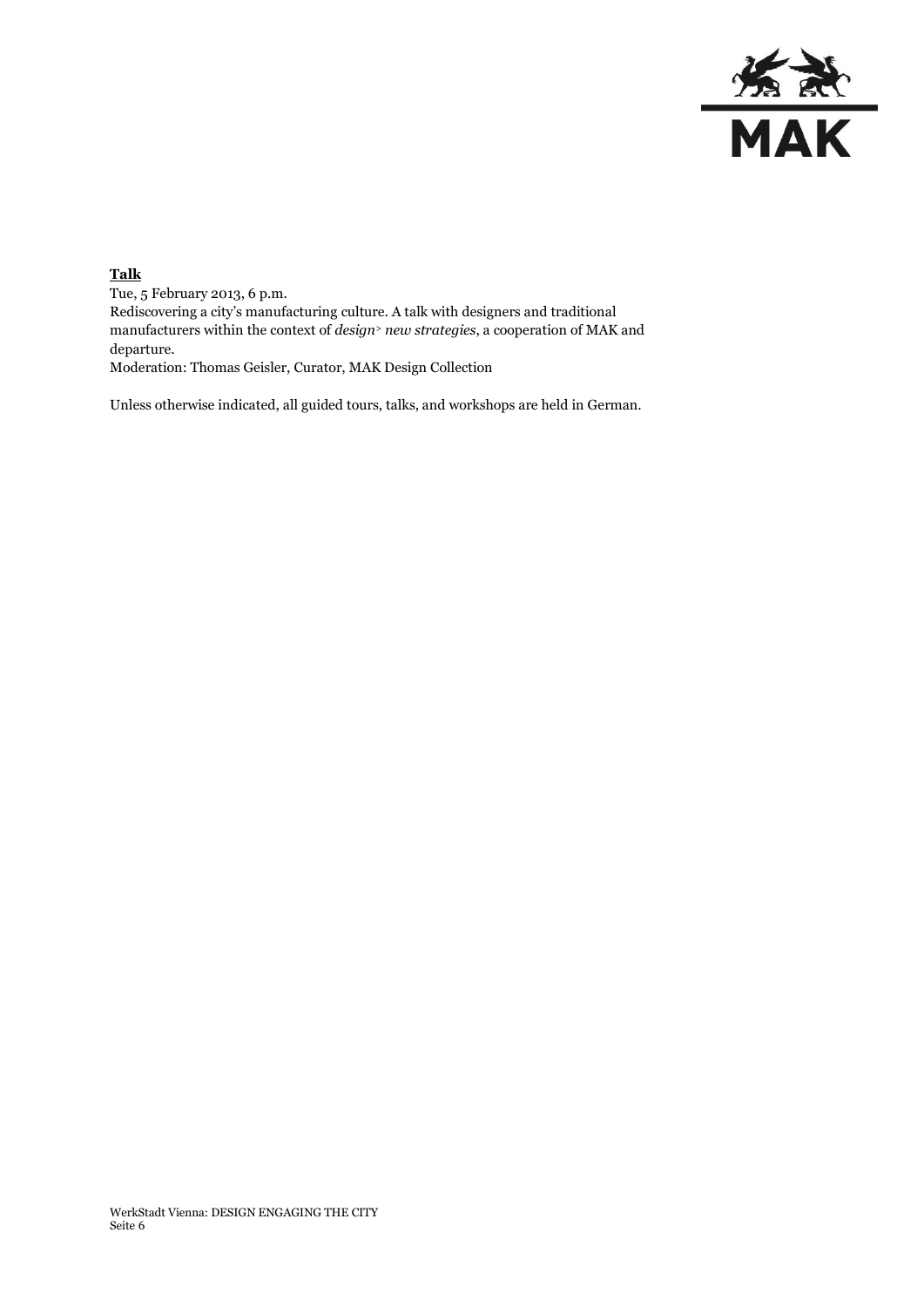**Talk**

Tue, 5 February 2013, 6 p.m.
Rediscovering a city's manufacturing culture. A talk with designers and traditional manufacturers within the context of *design> new strategies*, a cooperation of MAK and departure.
Moderation: Thomas Geisler, Curator, MAK Design Collection

Unless otherwise indicated, all guided tours, talks, and workshops are held in German.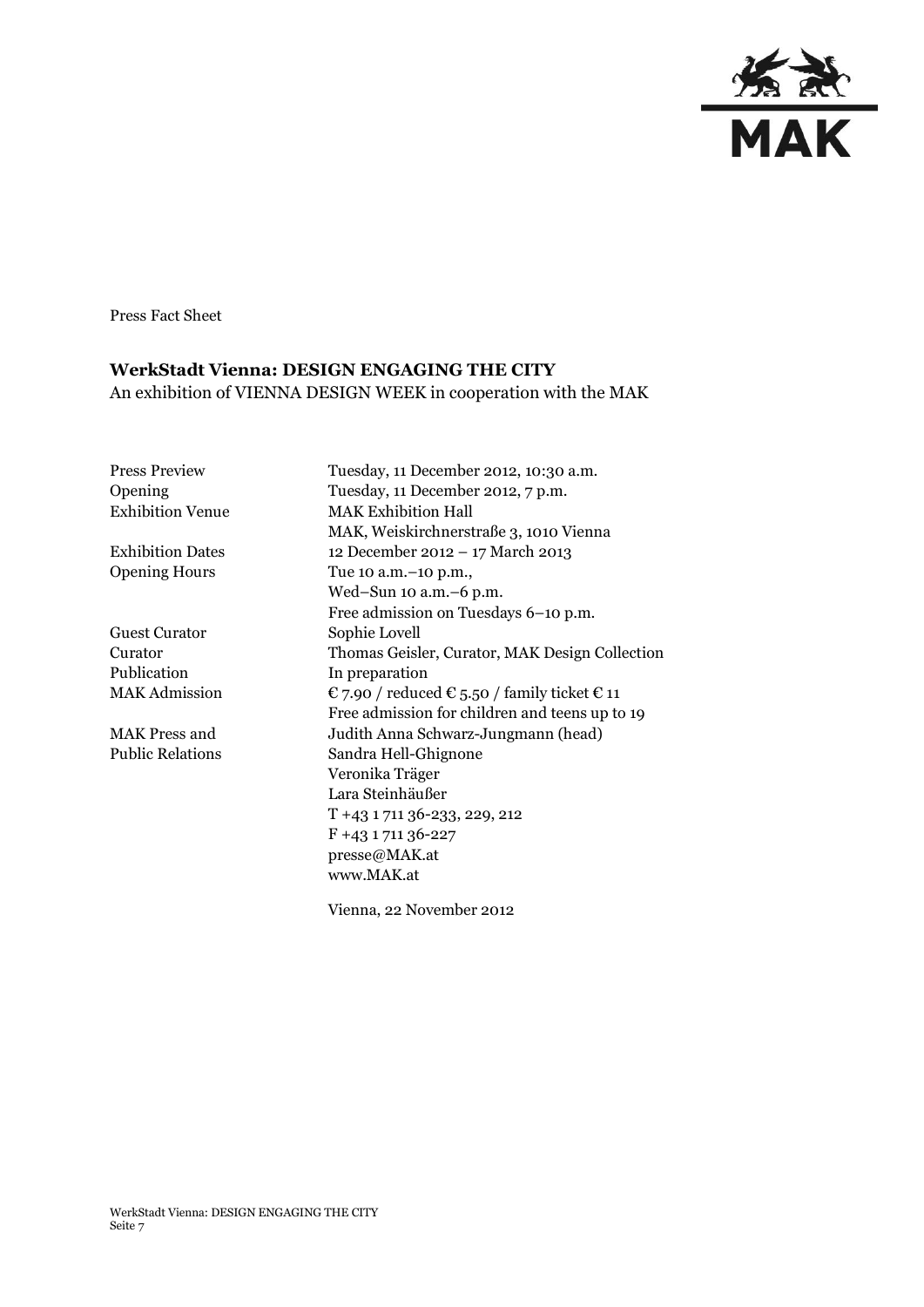Press Fact Sheet

**WerkStadt Vienna: DESIGN ENGAGING THE CITY**
An exhibition of VIENNA DESIGN WEEK in cooperation with the MAK

| | |
|---|---|
| Press Preview | Tuesday, 11 December 2012, 10:30 a.m. |
| Opening | Tuesday, 11 December 2012, 7 p.m. |
| Exhibition Venue | MAK Exhibition Hall<br>MAK, Weiskirchnerstraße 3, 1010 Vienna |
| Exhibition Dates | 12 December 2012 – 17 March 2013 |
| Opening Hours | Tue 10 a.m.–10 p.m.,<br>Wed–Sun 10 a.m.–6 p.m.<br>Free admission on Tuesdays 6–10 p.m. |
| Guest Curator | Sophie Lovell |
| Curator | Thomas Geisler, Curator, MAK Design Collection |
| Publication | In preparation |
| MAK Admission | € 7.90 / reduced € 5.50 / family ticket € 11<br>Free admission for children and teens up to 19 |
| MAK Press and Public Relations | Judith Anna Schwarz-Jungmann (head)<br>Sandra Hell-Ghignone<br>Veronika Träger<br>Lara Steinhäußer<br>T +43 1 711 36-233, 229, 212<br>F +43 1 711 36-227<br>presse@MAK.at<br>www.MAK.at |

Vienna, 22 November 2012